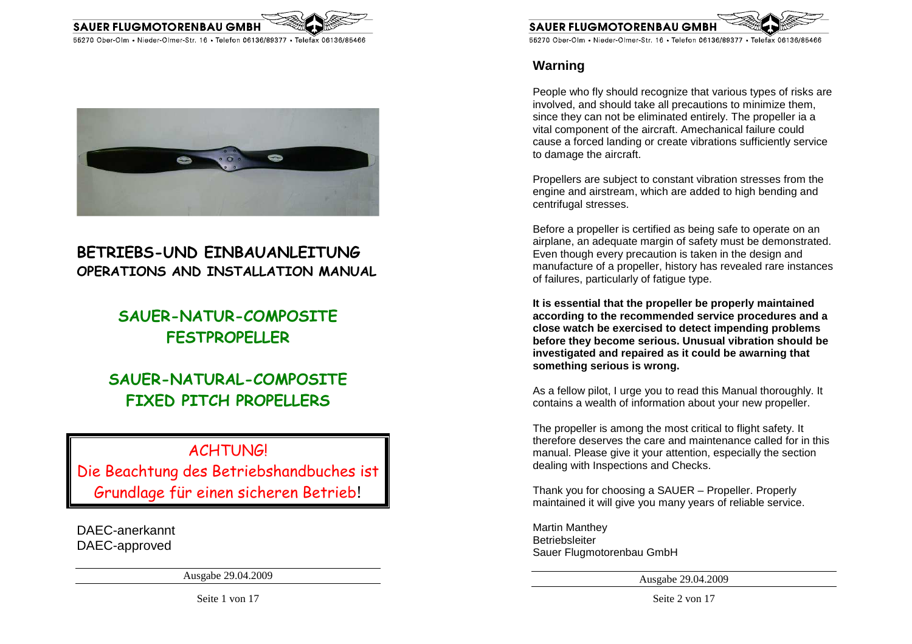# BETRIEBS-UND EINBAUANLEITUNG

## OPERATIONS AND INSTALLATION MANUAL

## SAUER-NATUR-COMPOSITE FESTPROPELLER

## SAUER-NATURAL-COMPOSITE FIXED PITCH PROPELLERS

ACHTUNG!

Die Beachtung des Betriebshandbuches ist Grundlage für einen sicheren Betrieb!

DAEC-anerkannt
DAEC-approved

Ausgabe 29.04.2009

## Warning

People who fly should recognize that various types of risks are involved, and should take all precautions to minimize them, since they can not be eliminated entirely. The propeller ia a vital component of the aircraft. Amechanical failure could cause a forced landing or create vibrations sufficiently service to damage the aircraft.

Propellers are subject to constant vibration stresses from the engine and airstream, which are added to high bending and centrifugal stresses.

Before a propeller is certified as being safe to operate on an airplane, an adequate margin of safety must be demonstrated. Even though every precaution is taken in the design and manufacture of a propeller, history has revealed rare instances of failures, particularly of fatigue type.

**It is essential that the propeller be properly maintained according to the recommended service procedures and a close watch be exercised to detect impending problems before they become serious. Unusual vibration should be investigated and repaired as it could be awarning that something serious is wrong.**

As a fellow pilot, I urge you to read this Manual thoroughly. It contains a wealth of information about your new propeller.

The propeller is among the most critical to flight safety. It therefore deserves the care and maintenance called for in this manual. Please give it your attention, especially the section dealing with Inspections and Checks.

Thank you for choosing a SAUER – Propeller. Properly maintained it will give you many years of reliable service.

Martin Manthey
Betriebsleiter
Sauer Flugmotorenbau GmbH

Ausgabe 29.04.2009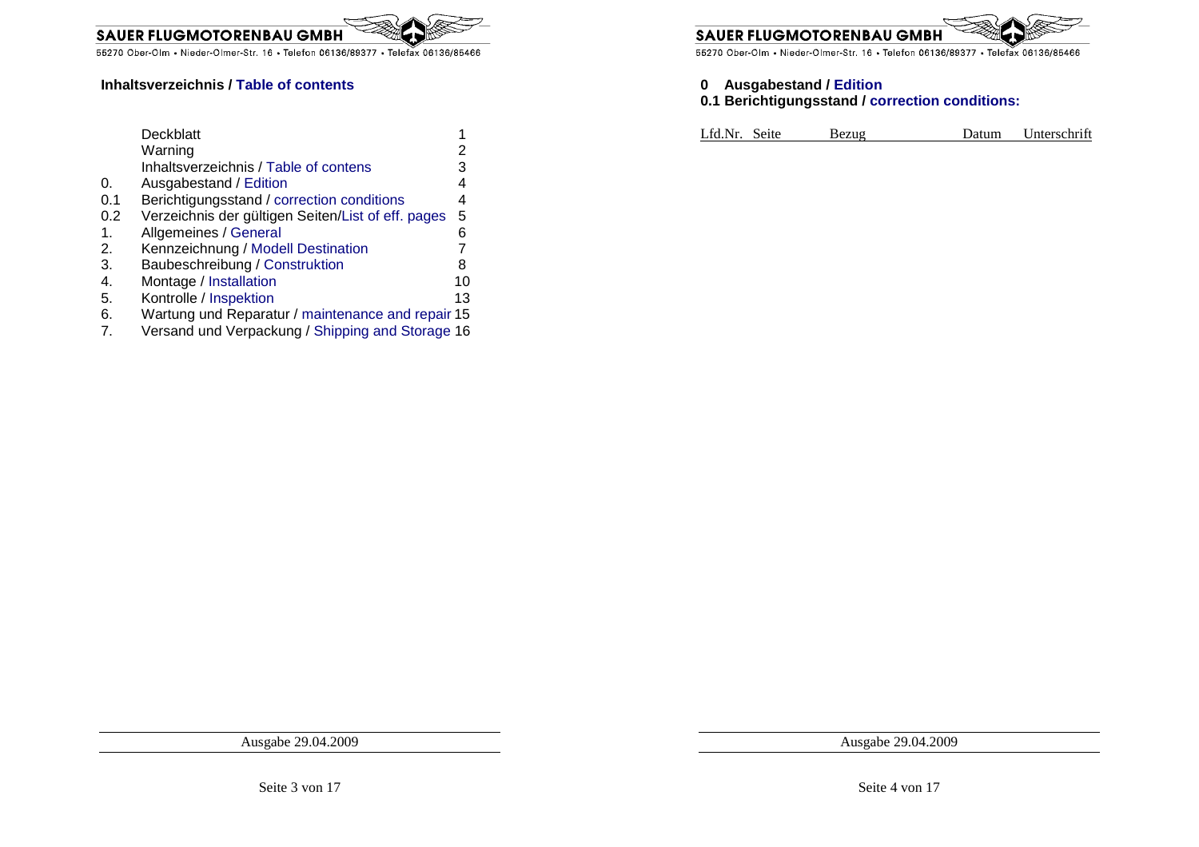## Inhaltsverzeichnis / Table of contents

| | | |
|---|---|---|
| | Deckblatt | 1 |
| | Warning | 2 |
| | Inhaltsverzeichnis / Table of contens | 3 |
| 0. | Ausgabestand / Edition | 4 |
| 0.1 | Berichtigungsstand / correction conditions | 4 |
| 0.2 | Verzeichnis der gültigen Seiten/List of eff. pages | 5 |
| 1. | Allgemeines / General | 6 |
| 2. | Kennzeichnung / Modell Destination | 7 |
| 3. | Baubeschreibung / Construktion | 8 |
| 4. | Montage / Installation | 10 |
| 5. | Kontrolle / Inspektion | 13 |
| 6. | Wartung und Reparatur / maintenance and repair | 15 |
| 7. | Versand und Verpackung / Shipping and Storage | 16 |

Ausgabe 29.04.2009

## 0 Ausgabestand / Edition

### 0.1 Berichtigungsstand / correction conditions:

| Lfd.Nr. | Seite | Bezug | Datum | Unterschrift |
|---|---|---|---|---|

Ausgabe 29.04.2009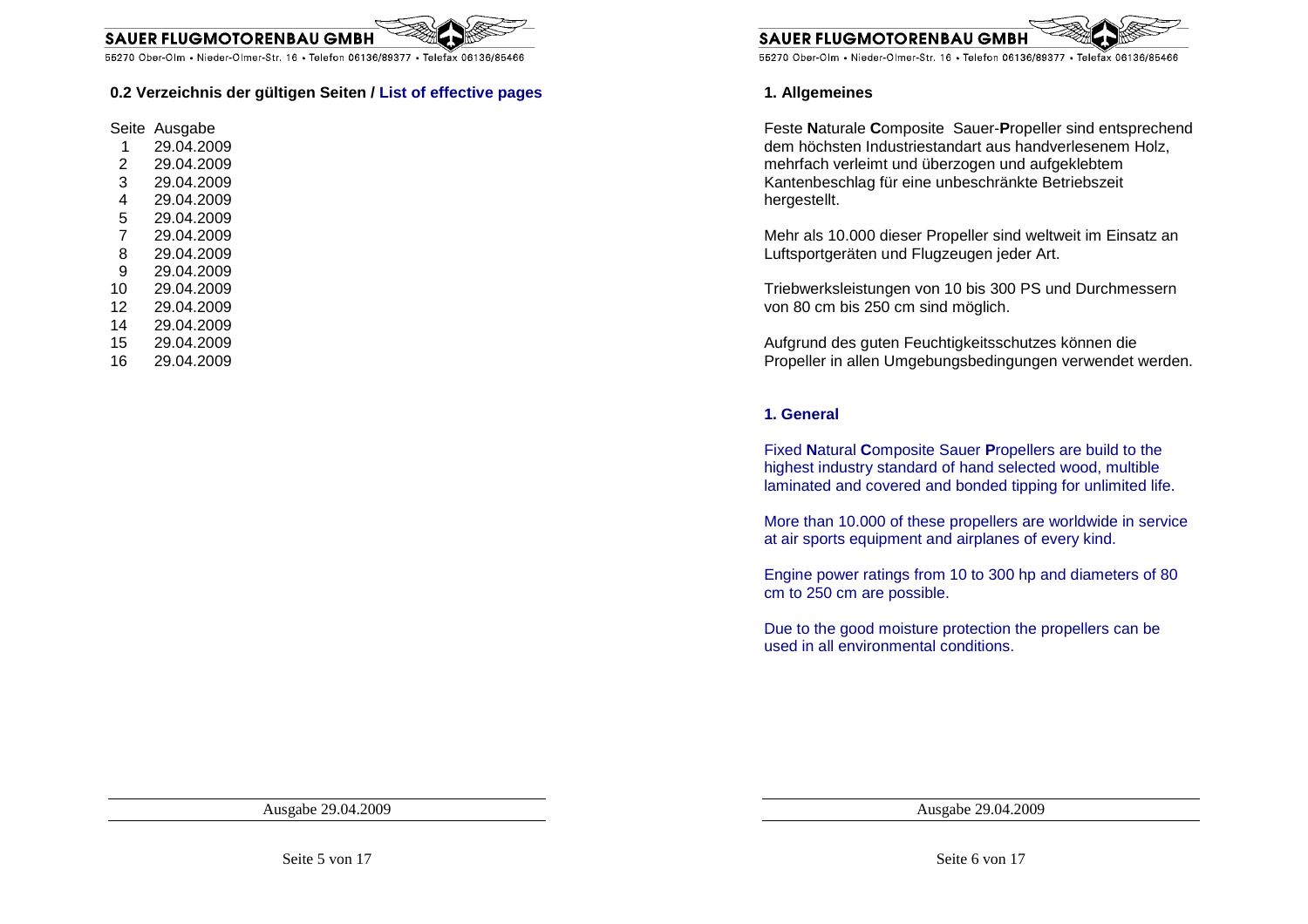## 0.2 Verzeichnis der gültigen Seiten / List of effective pages

| Seite | Ausgabe |
|---|---|
| 1 | 29.04.2009 |
| 2 | 29.04.2009 |
| 3 | 29.04.2009 |
| 4 | 29.04.2009 |
| 5 | 29.04.2009 |
| 7 | 29.04.2009 |
| 8 | 29.04.2009 |
| 9 | 29.04.2009 |
| 10 | 29.04.2009 |
| 12 | 29.04.2009 |
| 14 | 29.04.2009 |
| 15 | 29.04.2009 |
| 16 | 29.04.2009 |

## 1. Allgemeines

Feste **N**aturale **C**omposite Sauer-**P**ropeller sind entsprechend dem höchsten Industriestandart aus handverlesenem Holz, mehrfach verleimt und überzogen und aufgeklebtem Kantenbeschlag für eine unbeschränkte Betriebszeit hergestellt.

Mehr als 10.000 dieser Propeller sind weltweit im Einsatz an Luftsportgeräten und Flugzeugen jeder Art.

Triebwerksleistungen von 10 bis 300 PS und Durchmessern von 80 cm bis 250 cm sind möglich.

Aufgrund des guten Feuchtigkeitsschutzes können die Propeller in allen Umgebungsbedingungen verwendet werden.

## 1. General

Fixed **N**atural **C**omposite Sauer **P**ropellers are build to the highest industry standard of hand selected wood, multible laminated and covered and bonded tipping for unlimited life.

More than 10.000 of these propellers are worldwide in service at air sports equipment and airplanes of every kind.

Engine power ratings from 10 to 300 hp and diameters of 80 cm to 250 cm are possible.

Due to the good moisture protection the propellers can be used in all environmental conditions.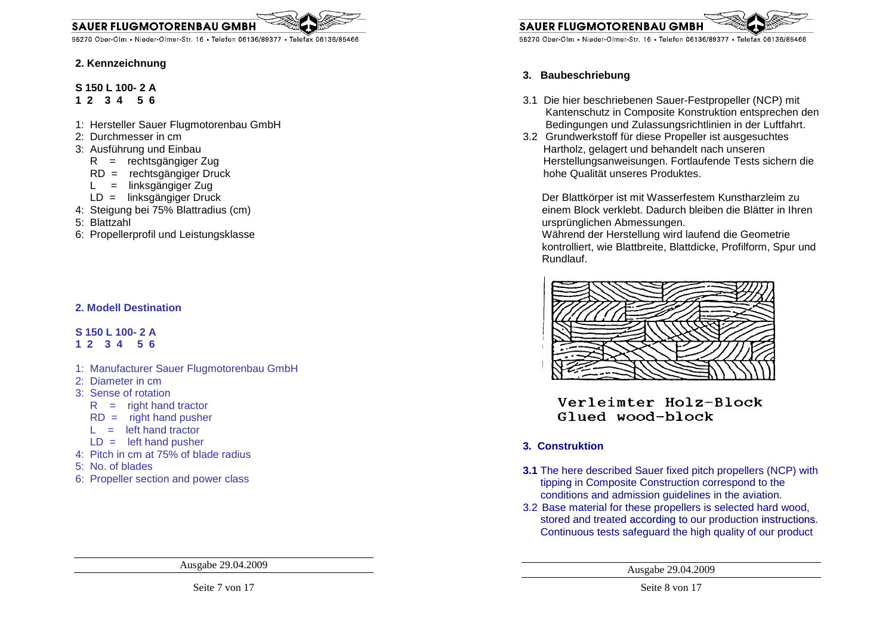## 2. Kennzeichnung

**S 150 L 100- 2 A**
**1 2 3 4 5 6**

1: Hersteller Sauer Flugmotorenbau GmbH
2: Durchmesser in cm
3: Ausführung und Einbau
   R = rechtsgängiger Zug
   RD = rechtsgängiger Druck
   L = linksgängiger Zug
   LD = linksgängiger Druck
4: Steigung bei 75% Blattradius (cm)
5: Blattzahl
6: Propellerprofil und Leistungsklasse

## 2. Modell Destination

**S 150 L 100- 2 A**
**1 2 3 4 5 6**

1: Manufacturer Sauer Flugmotorenbau GmbH
2: Diameter in cm
3: Sense of rotation
   R = right hand tractor
   RD = right hand pusher
   L = left hand tractor
   LD = left hand pusher
4: Pitch in cm at 75% of blade radius
5: No. of blades
6: Propeller section and power class

## 3. Baubeschriebung

3.1 Die hier beschriebenen Sauer-Festpropeller (NCP) mit Kantenschutz in Composite Konstruktion entsprechen den Bedingungen und Zulassungsrichtlinien in der Luftfahrt.

3.2 Grundwerkstoff für diese Propeller ist ausgesuchtes Hartholz, gelagert und behandelt nach unseren Herstellungsanweisungen. Fortlaufende Tests sichern die hohe Qualität unseres Produktes.

Der Blattkörper ist mit Wasserfestem Kunstharzleim zu einem Block verklebt. Dadurch bleiben die Blätter in Ihren ursprünglichen Abmessungen.
Während der Herstellung wird laufend die Geometrie kontrolliert, wie Blattbreite, Blattdicke, Profilform, Spur und Rundlauf.

Verleimter Holz-Block
Glued wood-block

## 3. Construktion

**3.1** The here described Sauer fixed pitch propellers (NCP) with tipping in Composite Construction correspond to the conditions and admission guidelines in the aviation.

3.2 Base material for these propellers is selected hard wood, stored and treated according to our production instructions. Continuous tests safeguard the high quality of our product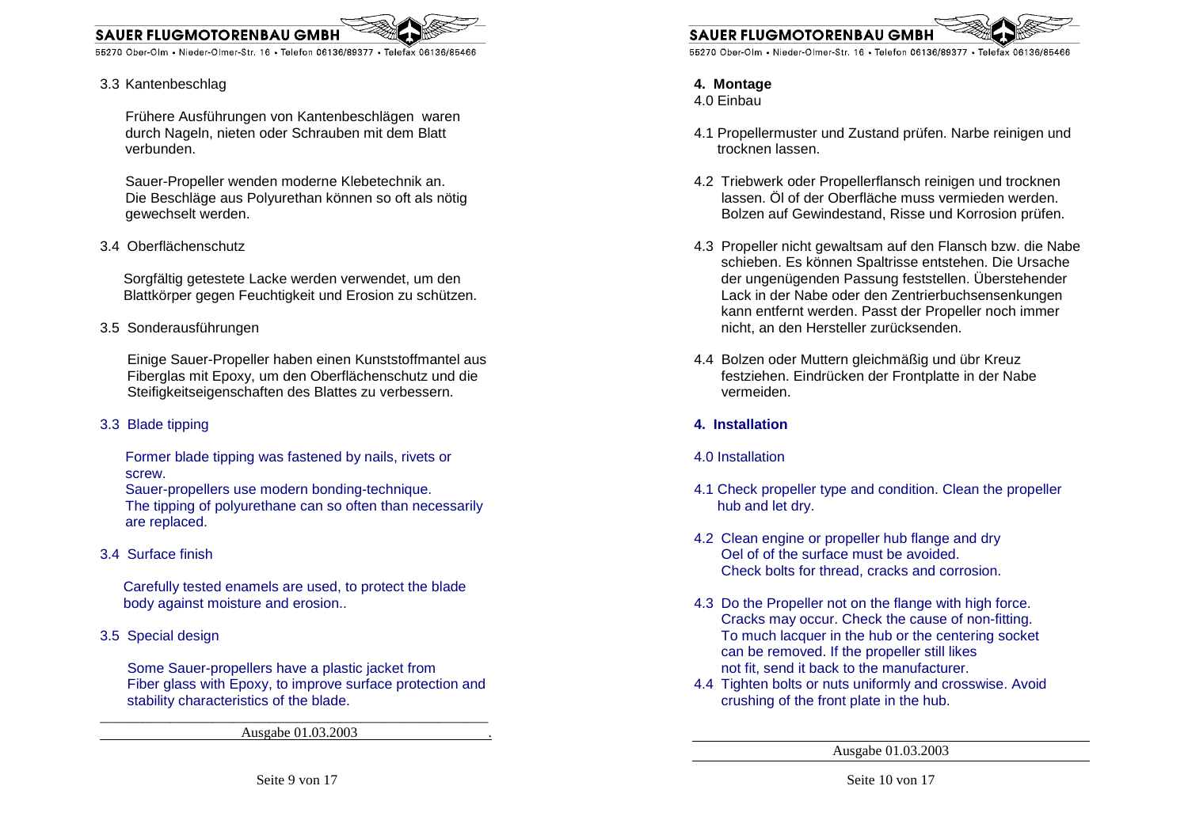3.3 Kantenbeschlag

Frühere Ausführungen von Kantenbeschlägen waren durch Nageln, nieten oder Schrauben mit dem Blatt verbunden.

Sauer-Propeller wenden moderne Klebetechnik an. Die Beschläge aus Polyurethan können so oft als nötig gewechselt werden.

3.4 Oberflächenschutz

Sorgfältig getestete Lacke werden verwendet, um den Blattkörper gegen Feuchtigkeit und Erosion zu schützen.

3.5 Sonderausführungen

Einige Sauer-Propeller haben einen Kunststoffmantel aus Fiberglas mit Epoxy, um den Oberflächenschutz und die Steifigkeitseigenschaften des Blattes zu verbessern.

3.3 Blade tipping

Former blade tipping was fastened by nails, rivets or screw.
Sauer-propellers use modern bonding-technique.
The tipping of polyurethane can so often than necessarily are replaced.

3.4 Surface finish

Carefully tested enamels are used, to protect the blade body against moisture and erosion..

3.5 Special design

Some Sauer-propellers have a plastic jacket from Fiber glass with Epoxy, to improve surface protection and stability characteristics of the blade.

Ausgabe 01.03.2003

## 4. Montage

4.0 Einbau

4.1 Propellermuster und Zustand prüfen. Narbe reinigen und trocknen lassen.

4.2 Triebwerk oder Propellerflansch reinigen und trocknen lassen. Öl of der Oberfläche muss vermieden werden. Bolzen auf Gewindestand, Risse und Korrosion prüfen.

4.3 Propeller nicht gewaltsam auf den Flansch bzw. die Nabe schieben. Es können Spaltrisse entstehen. Die Ursache der ungenügenden Passung feststellen. Überstehender Lack in der Nabe oder den Zentrierbuchsensenkungen kann entfernt werden. Passt der Propeller noch immer nicht, an den Hersteller zurücksenden.

4.4 Bolzen oder Muttern gleichmäßig und übr Kreuz festziehen. Eindrücken der Frontplatte in der Nabe vermeiden.

## 4. Installation

4.0 Installation

4.1 Check propeller type and condition. Clean the propeller hub and let dry.

4.2 Clean engine or propeller hub flange and dry
Oel of of the surface must be avoided.
Check bolts for thread, cracks and corrosion.

4.3 Do the Propeller not on the flange with high force.
Cracks may occur. Check the cause of non-fitting.
To much lacquer in the hub or the centering socket can be removed. If the propeller still likes not fit, send it back to the manufacturer.

4.4 Tighten bolts or nuts uniformly and crosswise. Avoid crushing of the front plate in the hub.

Ausgabe 01.03.2003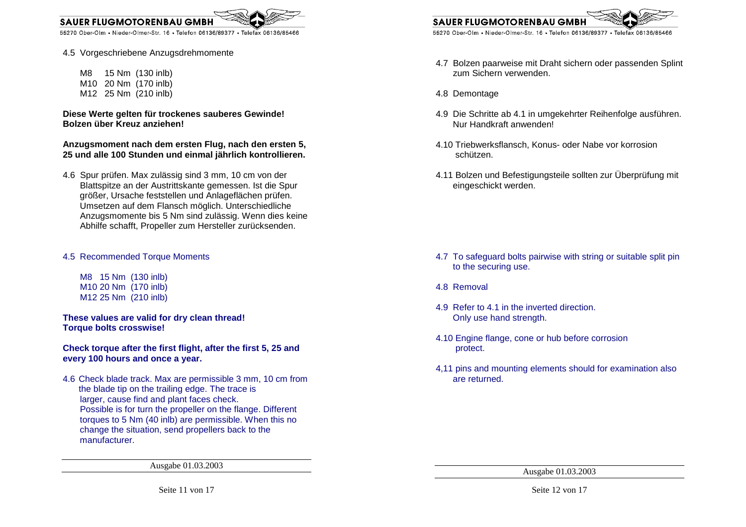4.5 Vorgeschriebene Anzugsdrehmomente

M8 15 Nm (130 inlb)
M10 20 Nm (170 inlb)
M12 25 Nm (210 inlb)

**Diese Werte gelten für trockenes sauberes Gewinde!**
**Bolzen über Kreuz anziehen!**

**Anzugsmoment nach dem ersten Flug, nach den ersten 5, 25 und alle 100 Stunden und einmal jährlich kontrollieren.**

4.6 Spur prüfen. Max zulässig sind 3 mm, 10 cm von der Blattspitze an der Austrittskante gemessen. Ist die Spur größer, Ursache feststellen und Anlageflächen prüfen. Umsetzen auf dem Flansch möglich. Unterschiedliche Anzugsmomente bis 5 Nm sind zulässig. Wenn dies keine Abhilfe schafft, Propeller zum Hersteller zurücksenden.

4.5 Recommended Torque Moments

M8 15 Nm (130 inlb)
M10 20 Nm (170 inlb)
M12 25 Nm (210 inlb)

**These values are valid for dry clean thread!**
**Torque bolts crosswise!**

**Check torque after the first flight, after the first 5, 25 and every 100 hours and once a year.**

4.6 Check blade track. Max are permissible 3 mm, 10 cm from the blade tip on the trailing edge. The trace is larger, cause find and plant faces check. Possible is for turn the propeller on the flange. Different torques to 5 Nm (40 inlb) are permissible. When this no change the situation, send propellers back to the manufacturer.

Ausgabe 01.03.2003

4.7 Bolzen paarweise mit Draht sichern oder passenden Splint zum Sichern verwenden.

4.8 Demontage

4.9 Die Schritte ab 4.1 in umgekehrter Reihenfolge ausführen. Nur Handkraft anwenden!

4.10 Triebwerksflansch, Konus- oder Nabe vor korrosion schützen.

4.11 Bolzen und Befestigungsteile sollten zur Überprüfung mit eingeschickt werden.

4.7 To safeguard bolts pairwise with string or suitable split pin to the securing use.

4.8 Removal

4.9 Refer to 4.1 in the inverted direction. Only use hand strength.

4.10 Engine flange, cone or hub before corrosion protect.

4,11 pins and mounting elements should for examination also are returned.

Ausgabe 01.03.2003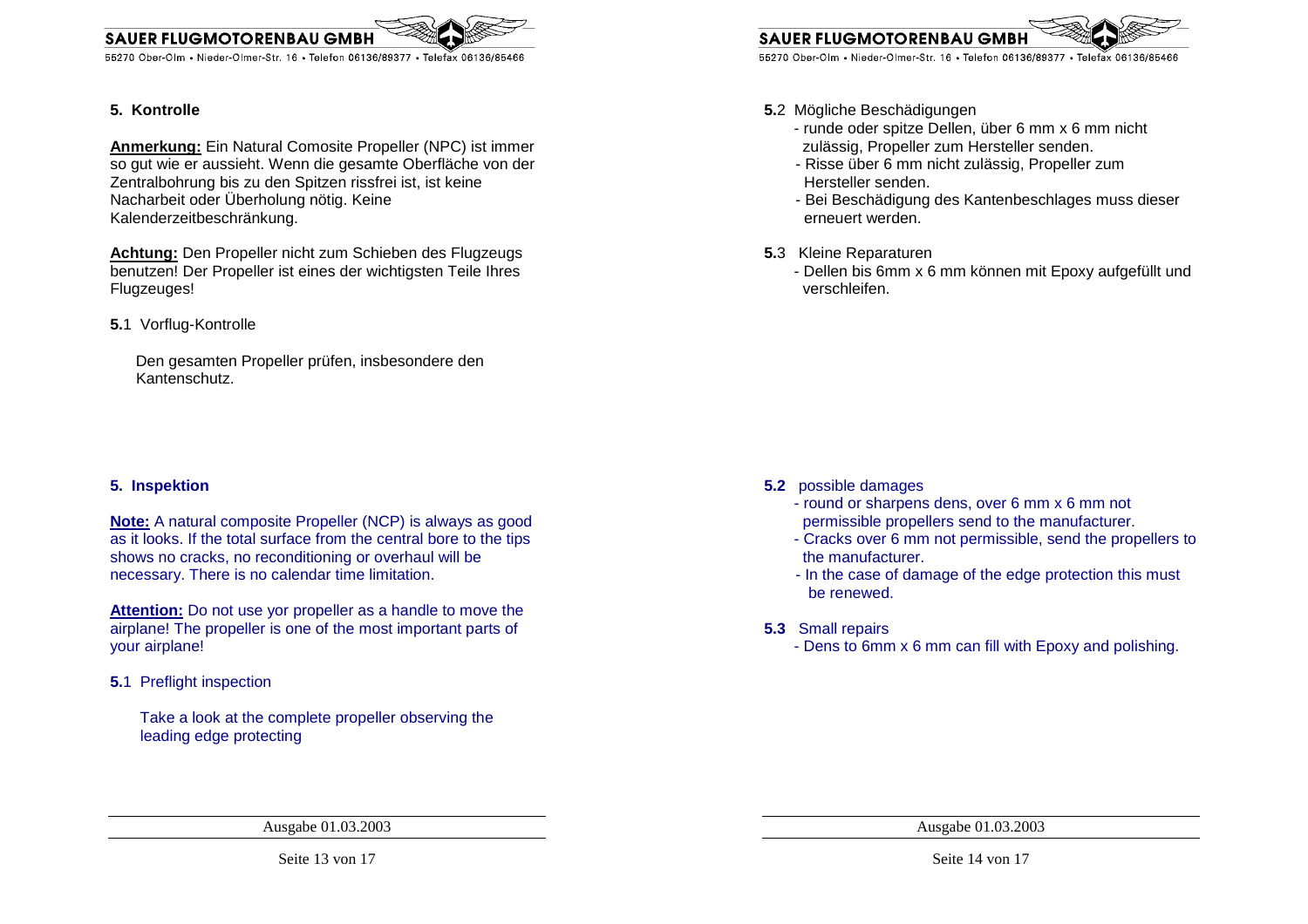## 5. Kontrolle

**Anmerkung:** Ein Natural Comosite Propeller (NPC) ist immer so gut wie er aussieht. Wenn die gesamte Oberfläche von der Zentralbohrung bis zu den Spitzen rissfrei ist, ist keine Nacharbeit oder Überholung nötig. Keine Kalenderzeitbeschränkung.

**Achtung:** Den Propeller nicht zum Schieben des Flugzeugs benutzen! Der Propeller ist eines der wichtigsten Teile Ihres Flugzeuges!

**5.**1 Vorflug-Kontrolle

Den gesamten Propeller prüfen, insbesondere den Kantenschutz.

**5.**2 Mögliche Beschädigungen

- runde oder spitze Dellen, über 6 mm x 6 mm nicht zulässig, Propeller zum Hersteller senden.
- Risse über 6 mm nicht zulässig, Propeller zum Hersteller senden.
- Bei Beschädigung des Kantenbeschlages muss dieser erneuert werden.

**5.**3 Kleine Reparaturen

- Dellen bis 6mm x 6 mm können mit Epoxy aufgefüllt und verschleifen.

## 5. Inspektion

**Note:** A natural composite Propeller (NCP) is always as good as it looks. If the total surface from the central bore to the tips shows no cracks, no reconditioning or overhaul will be necessary. There is no calendar time limitation.

**Attention:** Do not use yor propeller as a handle to move the airplane! The propeller is one of the most important parts of your airplane!

**5.**1 Preflight inspection

Take a look at the complete propeller observing the leading edge protecting

**5.2** possible damages

- round or sharpens dens, over 6 mm x 6 mm not permissible propellers send to the manufacturer.
- Cracks over 6 mm not permissible, send the propellers to the manufacturer.
- In the case of damage of the edge protection this must be renewed.

**5.3** Small repairs

- Dens to 6mm x 6 mm can fill with Epoxy and polishing.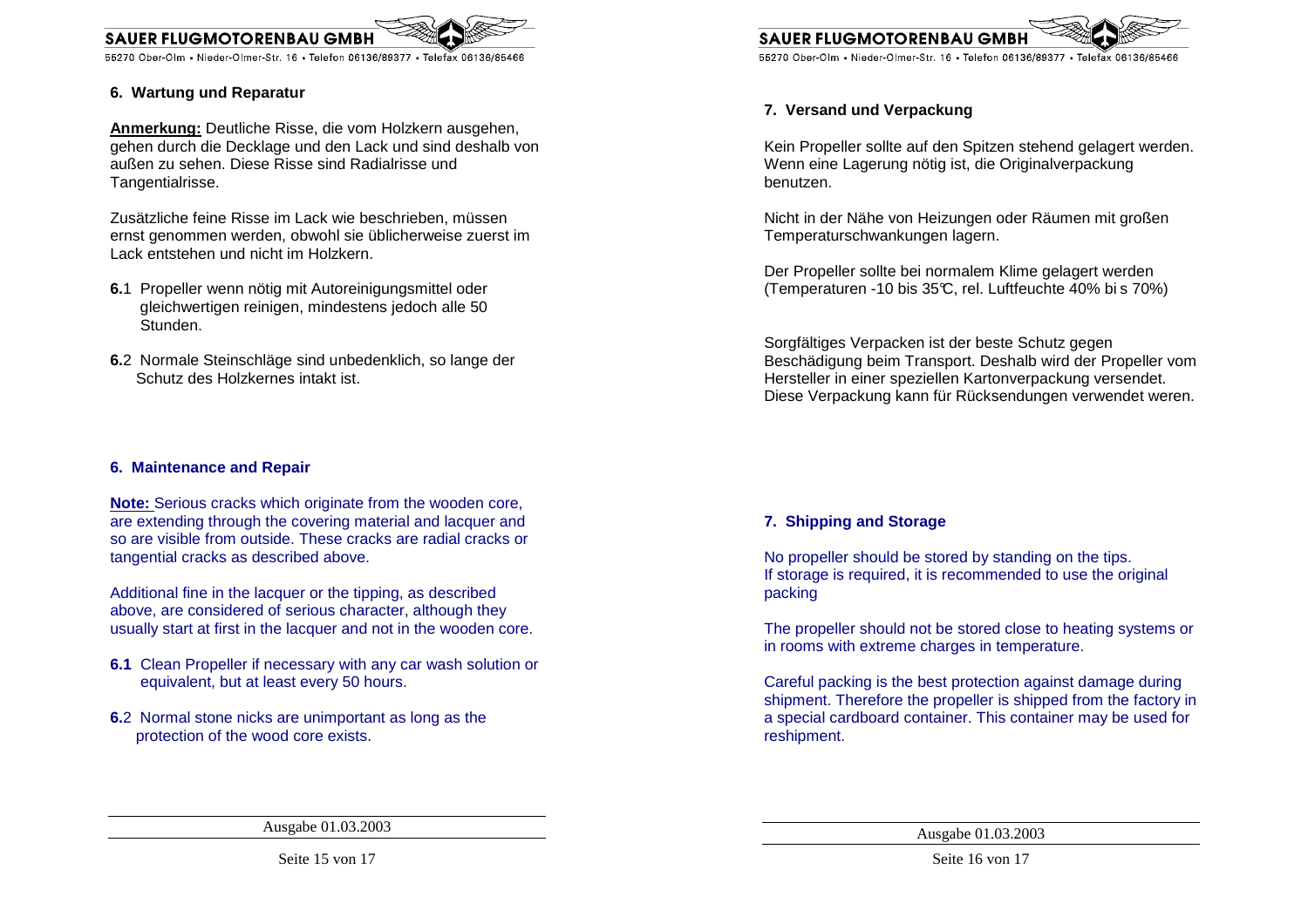## 6. Wartung und Reparatur

**Anmerkung:** Deutliche Risse, die vom Holzkern ausgehen, gehen durch die Decklage und den Lack und sind deshalb von außen zu sehen. Diese Risse sind Radialrisse und Tangentialrisse.

Zusätzliche feine Risse im Lack wie beschrieben, müssen ernst genommen werden, obwohl sie üblicherweise zuerst im Lack entstehen und nicht im Holzkern.

**6.**1 Propeller wenn nötig mit Autoreinigungsmittel oder gleichwertigen reinigen, mindestens jedoch alle 50 Stunden.

**6.**2 Normale Steinschläge sind unbedenklich, so lange der Schutz des Holzkernes intakt ist.

## 6. Maintenance and Repair

**Note:** Serious cracks which originate from the wooden core, are extending through the covering material and lacquer and so are visible from outside. These cracks are radial cracks or tangential cracks as described above.

Additional fine in the lacquer or the tipping, as described above, are considered of serious character, although they usually start at first in the lacquer and not in the wooden core.

**6.1** Clean Propeller if necessary with any car wash solution or equivalent, but at least every 50 hours.

**6.**2 Normal stone nicks are unimportant as long as the protection of the wood core exists.

## 7. Versand und Verpackung

Kein Propeller sollte auf den Spitzen stehend gelagert werden. Wenn eine Lagerung nötig ist, die Originalverpackung benutzen.

Nicht in der Nähe von Heizungen oder Räumen mit großen Temperaturschwankungen lagern.

Der Propeller sollte bei normalem Klime gelagert werden (Temperaturen -10 bis 35°C, rel. Luftfeuchte 40% bis 70%)

Sorgfältiges Verpacken ist der beste Schutz gegen Beschädigung beim Transport. Deshalb wird der Propeller vom Hersteller in einer speziellen Kartonverpackung versendet. Diese Verpackung kann für Rücksendungen verwendet weren.

## 7. Shipping and Storage

No propeller should be stored by standing on the tips.
If storage is required, it is recommended to use the original packing

The propeller should not be stored close to heating systems or in rooms with extreme charges in temperature.

Careful packing is the best protection against damage during shipment. Therefore the propeller is shipped from the factory in a special cardboard container. This container may be used for reshipment.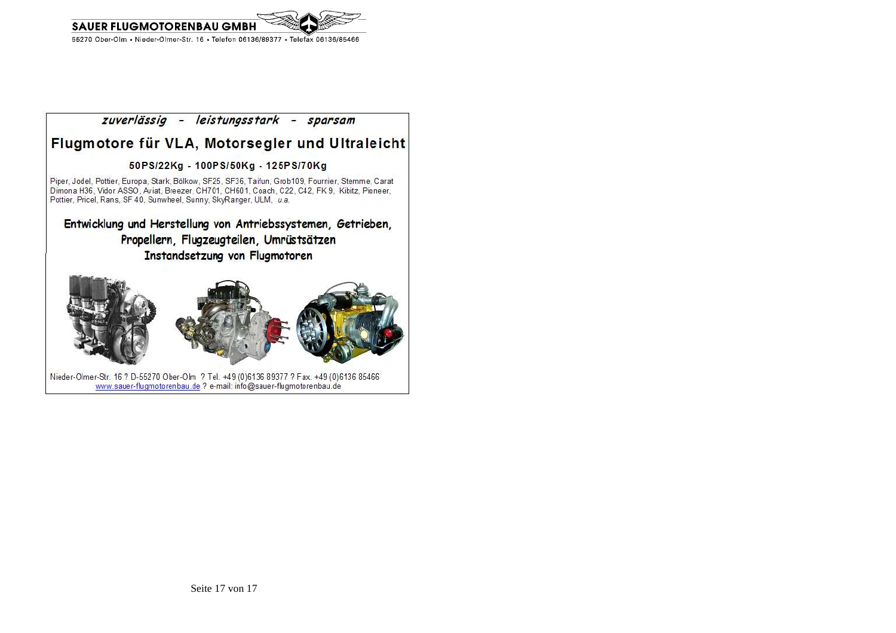**SAUER FLUGMOTORENBAU GMBH**

55270 Ober-Olm • Nieder-Olmer-Str. 16 • Telefon 06136/89377 • Telefax 06136/85466

*zuverlässig - leistungsstark - sparsam*

## Flugmotore für VLA, Motorsegler und Ultraleicht

**50PS/22Kg - 100PS/50Kg - 125PS/70Kg**

Piper, Jodel, Pottier, Europa, Stark, Bölkow, SF25, SF36, Taifun, Grob109, Fournier, Stemme, Carat Dimona H36, Vidor ASSO, Aviat, Breezer, CH701, CH601, Coach, C22, C42, FK 9, Kibitz, Pioneer, Pottier, Pricel, Rans, SF 40, Sunwheel, Sunny, SkyRanger, ULM, *u.a.*

**Entwicklung und Herstellung von Antriebssystemen, Getrieben, Propellern, Flugzeugteilen, Umrüstsätzen**

**Instandsetzung von Flugmotoren**

Nieder-Olmer-Str. 16 ? D-55270 Ober-Olm ? Tel. +49 (0)6136 89377 ? Fax. +49 (0)6136 85466
www.sauer-flugmotorenbau.de ? e-mail: info@sauer-flugmotorenbau.de